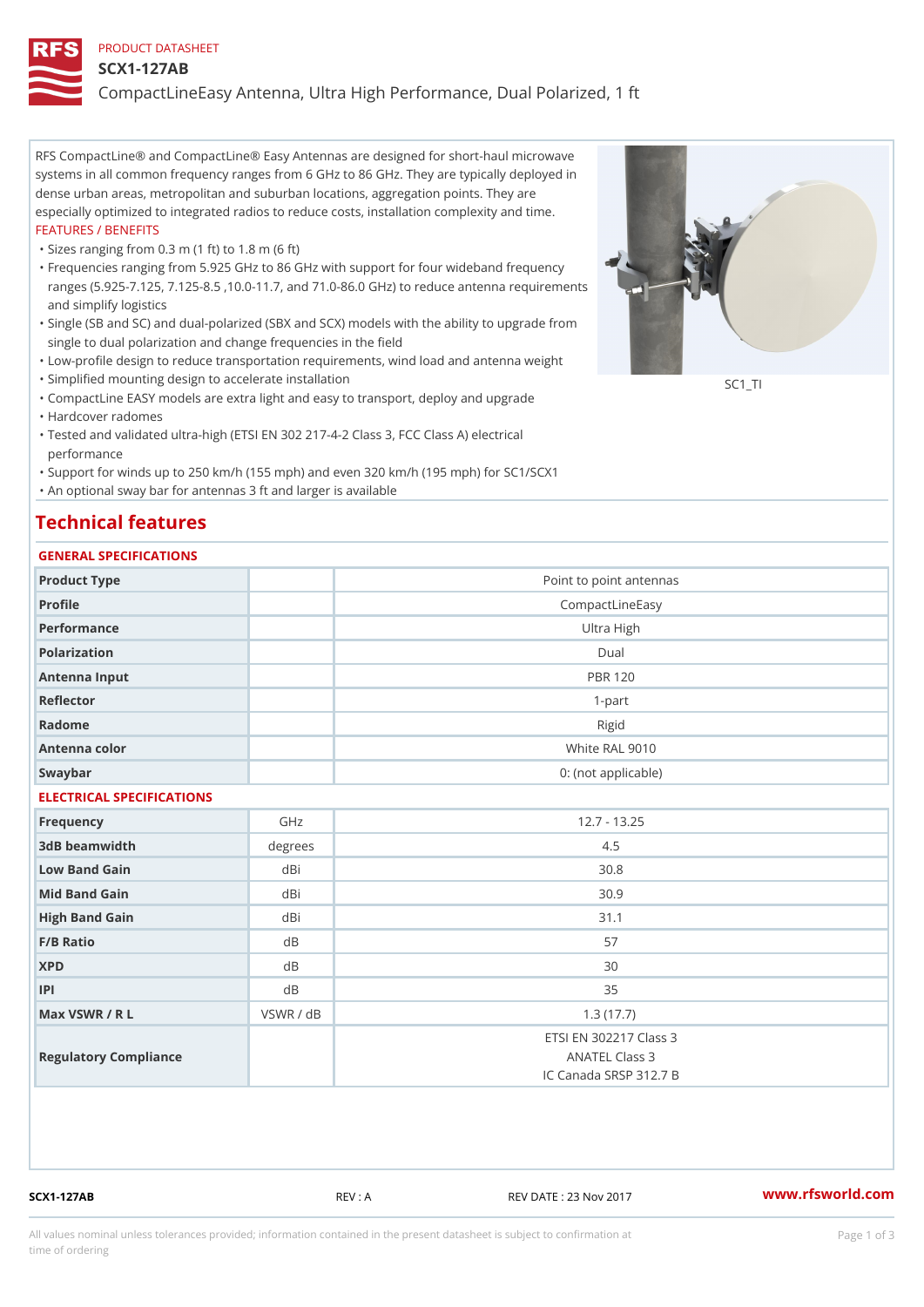PRODUCT DATASHEET

# SCX1-127AB

## CompactLineEasy Antenna, Ultra High Performance, Dual Polarized, 1 ft

RFS CompactLine® and CompactLine® Easy Antennas are designed for short-haul microwave systems in all common frequency ranges from 6 GHz to 86 GHz. They are typically deployed in dense urban areas, metropolitan and suburban locations, aggregation points. They are especially optimized to integrated radios to reduce costs, installation complexity and time.

FEATURES / BENEFITS

- Sizes ranging from 0.3 m (1 ft) to 1.8 m (6 ft)
- Frequencies ranging from 5.925 GHz to 86 GHz with support for four wideband frequency ranges (5.925-7.125, 7.125-8.5 ,10.0-11.7, and 71.0-86.0 GHz) to reduce antenna requirements and simplify logistics
- Single (SB and SC) and dual-polarized (SBX and SCX) models with the ability to upgrade from single to dual polarization and change frequencies in the field
- Low-profile design to reduce transportation requirements, wind load and antenna weight
- Simplified mounting design to accelerate installation
- CompactLine EASY models are extra light and easy to transport, deploy and upgrade
- Hardcover radomes
- Tested and validated ultra-high (ETSI EN 302 217-4-2 Class 3, FCC Class A) electrical performance
- Support for winds up to 250 km/h (155 mph) and even 320 km/h (195 mph) for SC1/SCX1
- An optional sway bar for antennas 3 ft and larger is available

SC1_TI

# Technical features

### GENERAL SPECIFICATIONS

| | | |
|---|---|---|
| Product Type | | Point to point antennas |
| Profile | | CompactLineEasy |
| Performance | | Ultra High |
| Polarization | | Dual |
| Antenna Input | | PBR 120 |
| Reflector | | 1-part |
| Radome | | Rigid |
| Antenna color | | White RAL 9010 |
| Swaybar | | 0: (not applicable) |

### ELECTRICAL SPECIFICATIONS

| | | |
|---|---|---|
| Frequency | GHz | 12.7 - 13.25 |
| 3dB beamwidth | degrees | 4.5 |
| Low Band Gain | dBi | 30.8 |
| Mid Band Gain | dBi | 30.9 |
| High Band Gain | dBi | 31.1 |
| F/B Ratio | dB | 57 |
| XPD | dB | 30 |
| IPI | dB | 35 |
| Max VSWR / R L | VSWR / dB | 1.3 (17.7) |
| Regulatory Compliance | | ETSI EN 302217 Class 3<br>ANATEL Class 3<br>IC Canada SRSP 312.7 B |

SCX1-127AB REV : A REV DATE : 23 Nov 2017 www.rfsworld.com

All values nominal unless tolerances provided; information contained in the present datasheet is subject to confirmation at time of ordering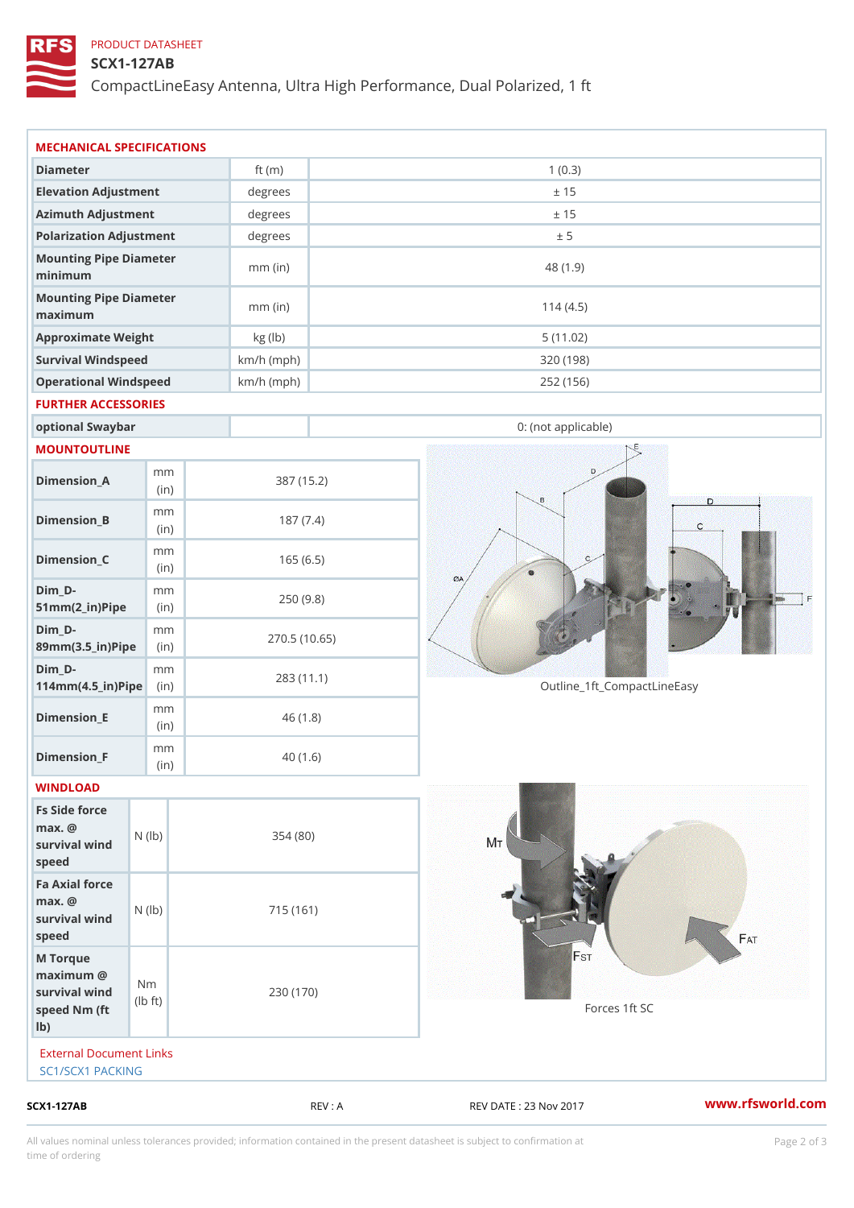PRODUCT DATASHEET

# SCX1-127AB

CompactLineEasy Antenna, Ultra High Performance, Dual Polarized, 1 ft

## MECHANICAL SPECIFICATIONS

| | | |
|---|---|---|
| Diameter | ft (m) | 1 (0.3) |
| Elevation Adjustment | degrees | ± 15 |
| Azimuth Adjustment | degrees | ± 15 |
| Polarization Adjustment | degrees | ± 5 |
| Mounting Pipe Diameter minimum | mm (in) | 48 (1.9) |
| Mounting Pipe Diameter maximum | mm (in) | 114 (4.5) |
| Approximate Weight | kg (lb) | 5 (11.02) |
| Survival Windspeed | km/h (mph) | 320 (198) |
| Operational Windspeed | km/h (mph) | 252 (156) |

## FURTHER ACCESSORIES

| | | |
|---|---|---|
| optional Swaybar | | 0: (not applicable) |

## MOUNTOUTLINE

| | | |
|---|---|---|
| Dimension_A | mm (in) | 387 (15.2) |
| Dimension_B | mm (in) | 187 (7.4) |
| Dimension_C | mm (in) | 165 (6.5) |
| Dim_D-51mm(2_in)Pipe | mm (in) | 250 (9.8) |
| Dim_D-89mm(3.5_in)Pipe | mm (in) | 270.5 (10.65) |
| Dim_D-114mm(4.5_in)Pipe | mm (in) | 283 (11.1) |
| Dimension_E | mm (in) | 46 (1.8) |
| Dimension_F | mm (in) | 40 (1.6) |

Outline_1ft_CompactLineEasy

## WINDLOAD

| | | |
|---|---|---|
| Fs Side force max. @ survival wind speed | N (lb) | 354 (80) |
| Fa Axial force max. @ survival wind speed | N (lb) | 715 (161) |
| M Torque maximum @ survival wind speed Nm (ft lb) | Nm (lb ft) | 230 (170) |

Forces 1ft SC

External Document Links

SC1/SCX1 PACKING

SCX1-127AB REV : A REV DATE : 23 Nov 2017 www.rfsworld.com

All values nominal unless tolerances provided; information contained in the present datasheet is subject to confirmation at time of ordering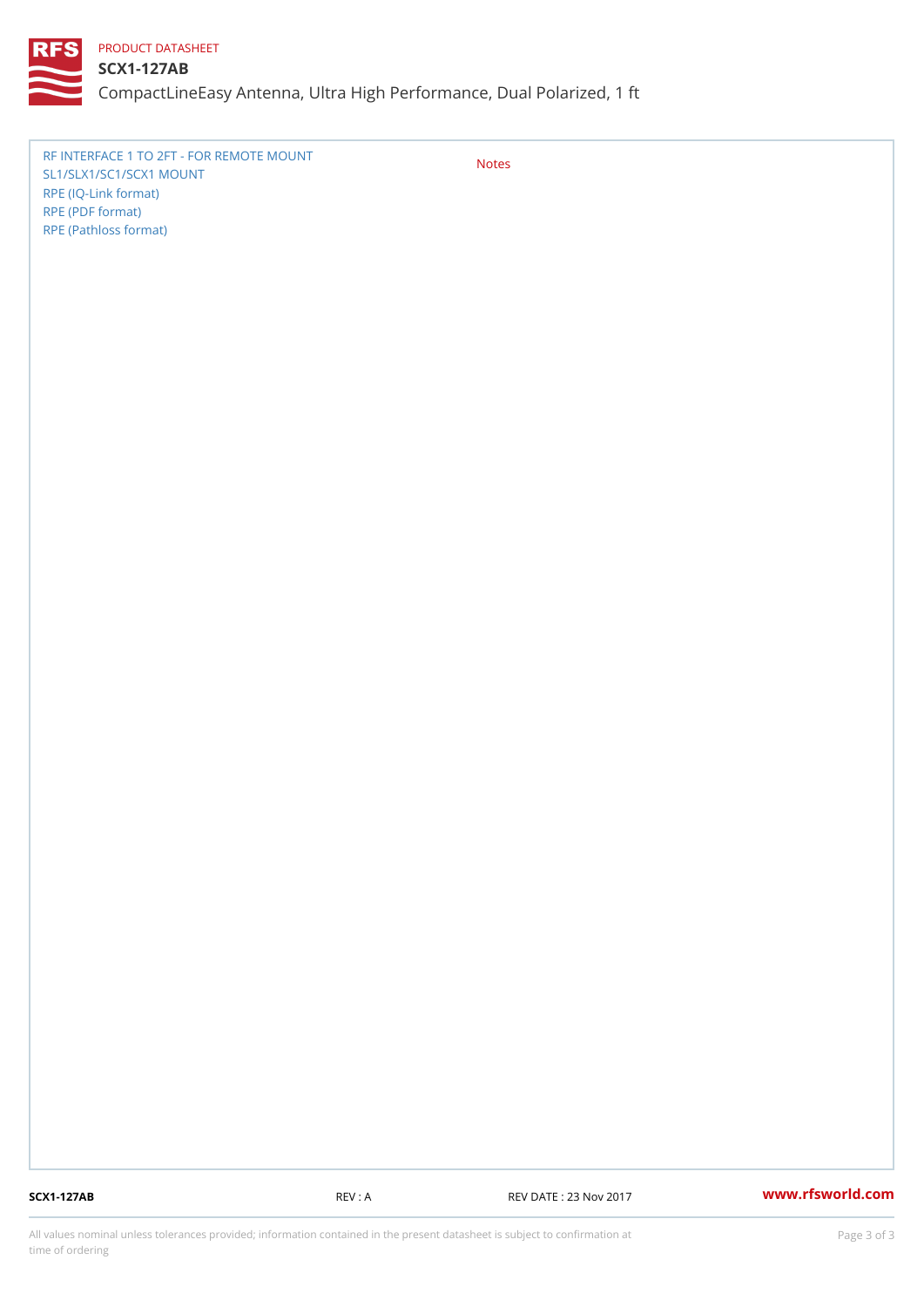PRODUCT DATASHEET

# SCX1-127AB

## CompactLineEasy Antenna, Ultra High Performance, Dual Polarized, 1 ft

RF INTERFACE 1 TO 2FT - FOR REMOTE MOUNT
SL1/SLX1/SC1/SCX1 MOUNT
RPE (IQ-Link format)
RPE (PDF format)
RPE (Pathloss format)

Notes

SCX1-127AB | REV : A | REV DATE : 23 Nov 2017 | www.rfsworld.com

All values nominal unless tolerances provided; information contained in the present datasheet is subject to confirmation at time of ordering